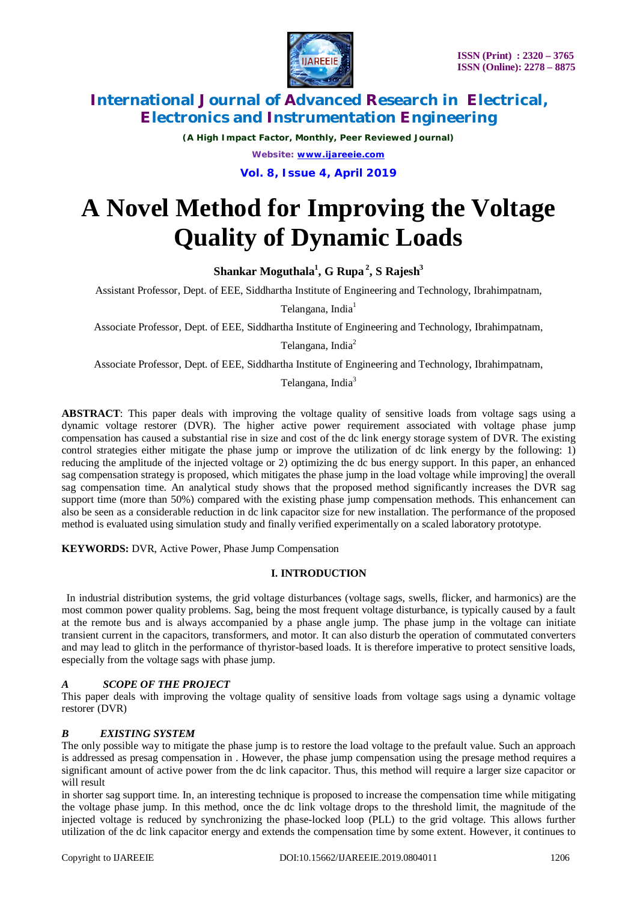# A Novel Method for Improving the Voltage Quality of Dynamic Loads

**Shankar Moguthala[1], G Rupa[2], S Rajesh[3]**

Assistant Professor, Dept. of EEE, Siddhartha Institute of Engineering and Technology, Ibrahimpatnam, Telangana, India[1]

Associate Professor, Dept. of EEE, Siddhartha Institute of Engineering and Technology, Ibrahimpatnam, Telangana, India[2]

Associate Professor, Dept. of EEE, Siddhartha Institute of Engineering and Technology, Ibrahimpatnam, Telangana, India[3]

**ABSTRACT**: This paper deals with improving the voltage quality of sensitive loads from voltage sags using a dynamic voltage restorer (DVR). The higher active power requirement associated with voltage phase jump compensation has caused a substantial rise in size and cost of the dc link energy storage system of DVR. The existing control strategies either mitigate the phase jump or improve the utilization of dc link energy by the following: 1) reducing the amplitude of the injected voltage or 2) optimizing the dc bus energy support. In this paper, an enhanced sag compensation strategy is proposed, which mitigates the phase jump in the load voltage while improving] the overall sag compensation time. An analytical study shows that the proposed method significantly increases the DVR sag support time (more than 50%) compared with the existing phase jump compensation methods. This enhancement can also be seen as a considerable reduction in dc link capacitor size for new installation. The performance of the proposed method is evaluated using simulation study and finally verified experimentally on a scaled laboratory prototype.

**KEYWORDS:** DVR, Active Power, Phase Jump Compensation

## I. INTRODUCTION

In industrial distribution systems, the grid voltage disturbances (voltage sags, swells, flicker, and harmonics) are the most common power quality problems. Sag, being the most frequent voltage disturbance, is typically caused by a fault at the remote bus and is always accompanied by a phase angle jump. The phase jump in the voltage can initiate transient current in the capacitors, transformers, and motor. It can also disturb the operation of commutated converters and may lead to glitch in the performance of thyristor-based loads. It is therefore imperative to protect sensitive loads, especially from the voltage sags with phase jump.

### *A SCOPE OF THE PROJECT*

This paper deals with improving the voltage quality of sensitive loads from voltage sags using a dynamic voltage restorer (DVR)

### *B EXISTING SYSTEM*

The only possible way to mitigate the phase jump is to restore the load voltage to the prefault value. Such an approach is addressed as presag compensation in . However, the phase jump compensation using the presage method requires a significant amount of active power from the dc link capacitor. Thus, this method will require a larger size capacitor or will result

in shorter sag support time. In, an interesting technique is proposed to increase the compensation time while mitigating the voltage phase jump. In this method, once the dc link voltage drops to the threshold limit, the magnitude of the injected voltage is reduced by synchronizing the phase-locked loop (PLL) to the grid voltage. This allows further utilization of the dc link capacitor energy and extends the compensation time by some extent. However, it continues to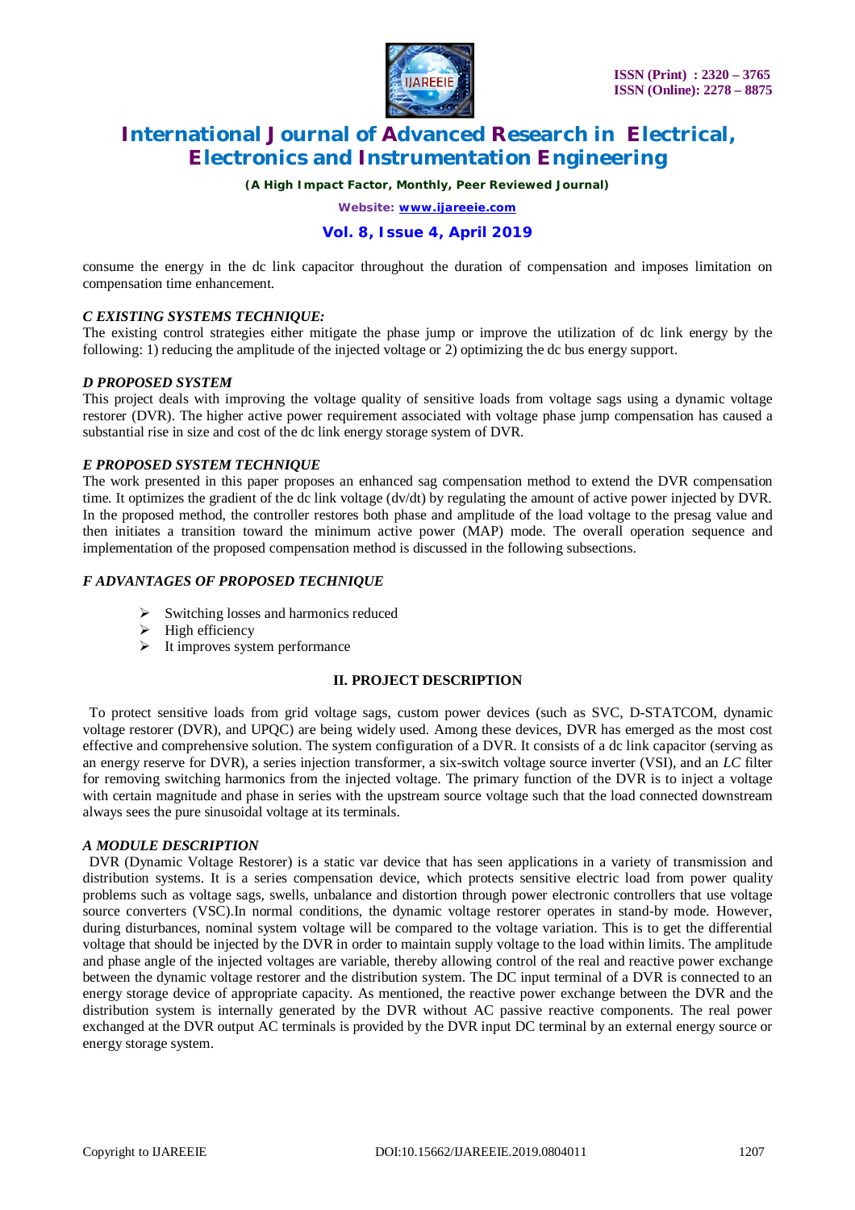consume the energy in the dc link capacitor throughout the duration of compensation and imposes limitation on compensation time enhancement.

### *C EXISTING SYSTEMS TECHNIQUE:*

The existing control strategies either mitigate the phase jump or improve the utilization of dc link energy by the following: 1) reducing the amplitude of the injected voltage or 2) optimizing the dc bus energy support.

### *D PROPOSED SYSTEM*

This project deals with improving the voltage quality of sensitive loads from voltage sags using a dynamic voltage restorer (DVR). The higher active power requirement associated with voltage phase jump compensation has caused a substantial rise in size and cost of the dc link energy storage system of DVR.

### *E PROPOSED SYSTEM TECHNIQUE*

The work presented in this paper proposes an enhanced sag compensation method to extend the DVR compensation time. It optimizes the gradient of the dc link voltage (dv/dt) by regulating the amount of active power injected by DVR. In the proposed method, the controller restores both phase and amplitude of the load voltage to the presag value and then initiates a transition toward the minimum active power (MAP) mode. The overall operation sequence and implementation of the proposed compensation method is discussed in the following subsections.

### *F ADVANTAGES OF PROPOSED TECHNIQUE*

- Switching losses and harmonics reduced
- High efficiency
- It improves system performance

## II. PROJECT DESCRIPTION

To protect sensitive loads from grid voltage sags, custom power devices (such as SVC, D-STATCOM, dynamic voltage restorer (DVR), and UPQC) are being widely used. Among these devices, DVR has emerged as the most cost effective and comprehensive solution. The system configuration of a DVR. It consists of a dc link capacitor (serving as an energy reserve for DVR), a series injection transformer, a six-switch voltage source inverter (VSI), and an *LC* filter for removing switching harmonics from the injected voltage. The primary function of the DVR is to inject a voltage with certain magnitude and phase in series with the upstream source voltage such that the load connected downstream always sees the pure sinusoidal voltage at its terminals.

### *A MODULE DESCRIPTION*

DVR (Dynamic Voltage Restorer) is a static var device that has seen applications in a variety of transmission and distribution systems. It is a series compensation device, which protects sensitive electric load from power quality problems such as voltage sags, swells, unbalance and distortion through power electronic controllers that use voltage source converters (VSC).In normal conditions, the dynamic voltage restorer operates in stand-by mode. However, during disturbances, nominal system voltage will be compared to the voltage variation. This is to get the differential voltage that should be injected by the DVR in order to maintain supply voltage to the load within limits. The amplitude and phase angle of the injected voltages are variable, thereby allowing control of the real and reactive power exchange between the dynamic voltage restorer and the distribution system. The DC input terminal of a DVR is connected to an energy storage device of appropriate capacity. As mentioned, the reactive power exchange between the DVR and the distribution system is internally generated by the DVR without AC passive reactive components. The real power exchanged at the DVR output AC terminals is provided by the DVR input DC terminal by an external energy source or energy storage system.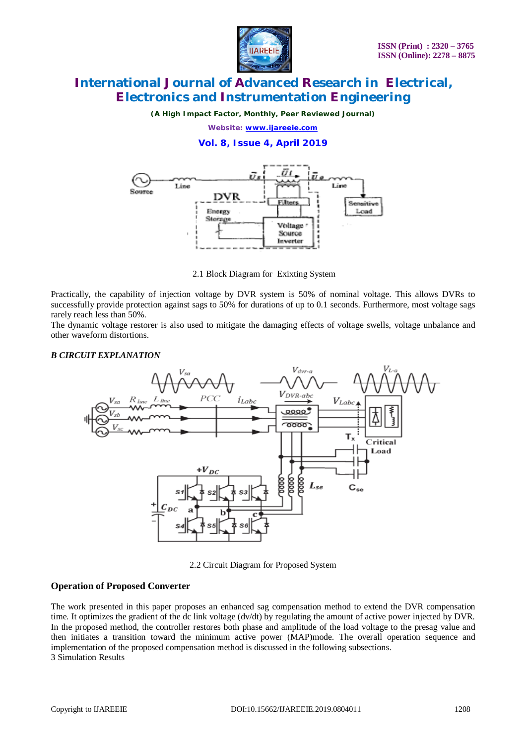2.1 Block Diagram for  Exixting System

Practically, the capability of injection voltage by DVR system is 50% of nominal voltage. This allows DVRs to successfully provide protection against sags to 50% for durations of up to 0.1 seconds. Furthermore, most voltage sags rarely reach less than 50%.

The dynamic voltage restorer is also used to mitigate the damaging effects of voltage swells, voltage unbalance and other waveform distortions.

### *B CIRCUIT EXPLANATION*

2.2 Circuit Diagram for Proposed System

### Operation of Proposed Converter

The work presented in this paper proposes an enhanced sag compensation method to extend the DVR compensation time. It optimizes the gradient of the dc link voltage (dv/dt) by regulating the amount of active power injected by DVR. In the proposed method, the controller restores both phase and amplitude of the load voltage to the presag value and then initiates a transition toward the minimum active power (MAP)mode. The overall operation sequence and implementation of the proposed compensation method is discussed in the following subsections.

3 Simulation Results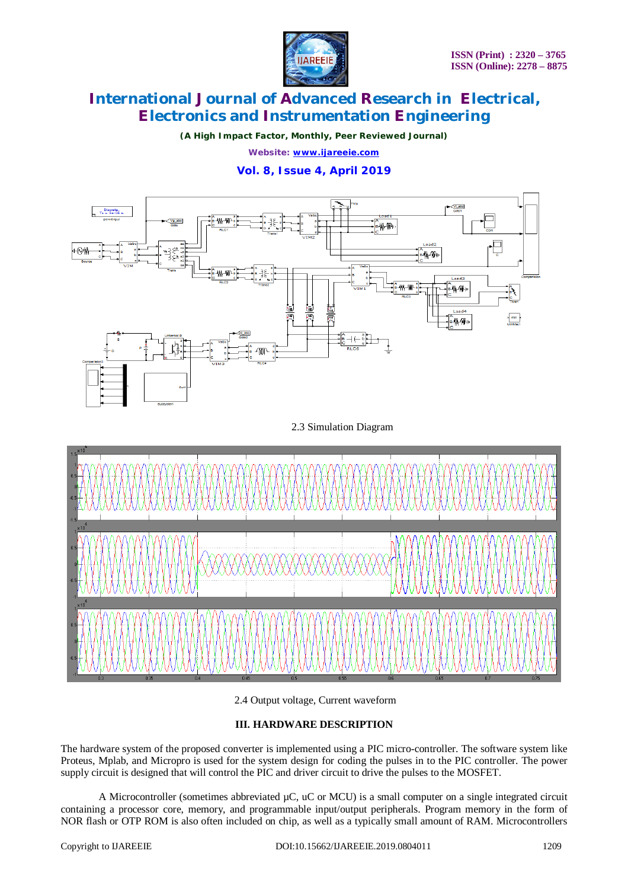2.3 Simulation Diagram

2.4 Output voltage, Current waveform

### III. HARDWARE DESCRIPTION

The hardware system of the proposed converter is implemented using a PIC micro-controller. The software system like Proteus, Mplab, and Micropro is used for the system design for coding the pulses in to the PIC controller. The power supply circuit is designed that will control the PIC and driver circuit to drive the pulses to the MOSFET.

A Microcontroller (sometimes abbreviated µC, uC or MCU) is a small computer on a single integrated circuit containing a processor core, memory, and programmable input/output peripherals. Program memory in the form of NOR flash or OTP ROM is also often included on chip, as well as a typically small amount of RAM. Microcontrollers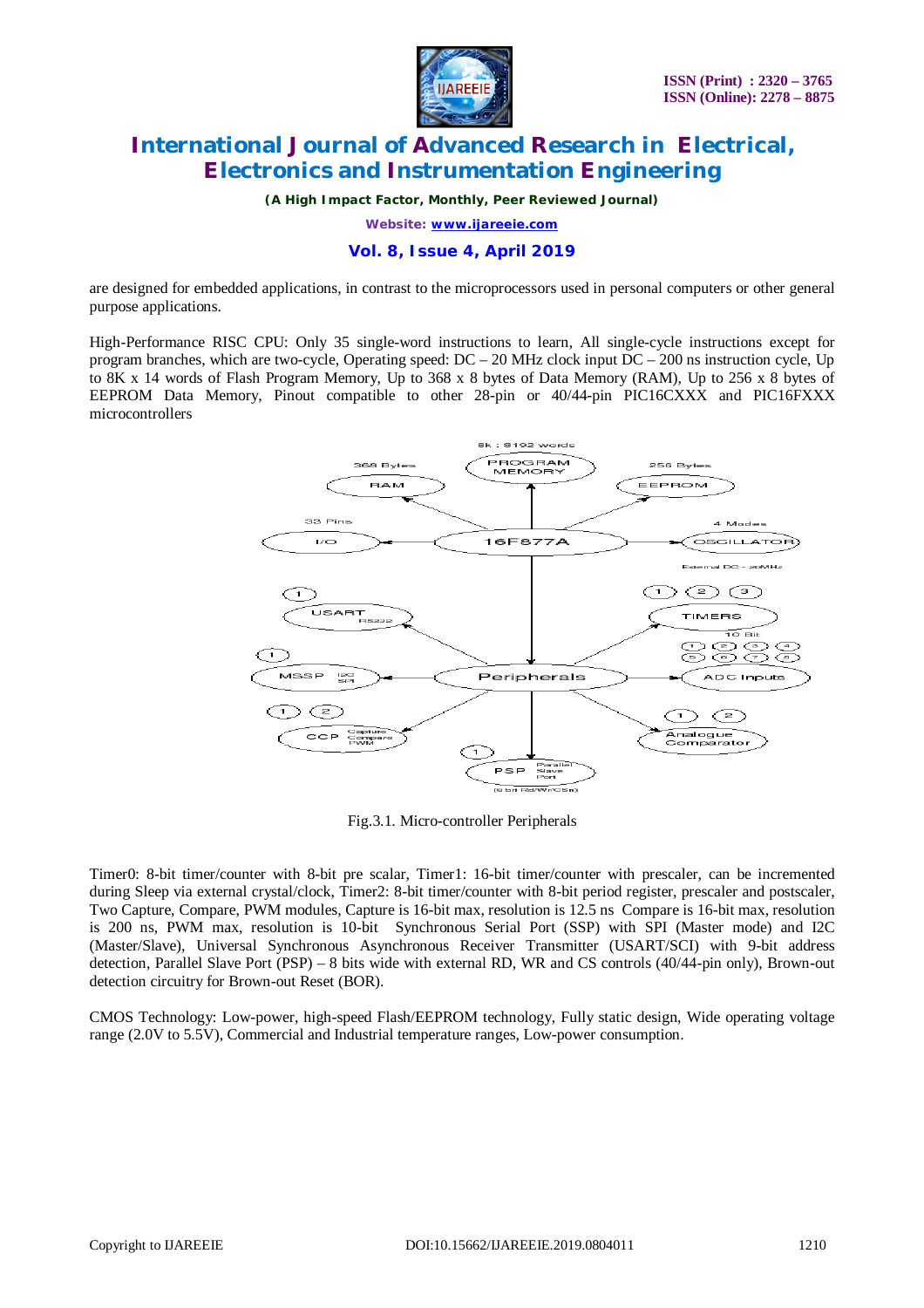are designed for embedded applications, in contrast to the microprocessors used in personal computers or other general purpose applications.

High-Performance RISC CPU: Only 35 single-word instructions to learn, All single-cycle instructions except for program branches, which are two-cycle, Operating speed: DC – 20 MHz clock input DC – 200 ns instruction cycle, Up to 8K x 14 words of Flash Program Memory, Up to 368 x 8 bytes of Data Memory (RAM), Up to 256 x 8 bytes of EEPROM Data Memory, Pinout compatible to other 28-pin or 40/44-pin PIC16CXXX and PIC16FXXX microcontrollers

Fig.3.1. Micro-controller Peripherals

Timer0: 8-bit timer/counter with 8-bit pre scalar, Timer1: 16-bit timer/counter with prescaler, can be incremented during Sleep via external crystal/clock, Timer2: 8-bit timer/counter with 8-bit period register, prescaler and postscaler, Two Capture, Compare, PWM modules, Capture is 16-bit max, resolution is 12.5 ns Compare is 16-bit max, resolution is 200 ns, PWM max, resolution is 10-bit Synchronous Serial Port (SSP) with SPI (Master mode) and I2C (Master/Slave), Universal Synchronous Asynchronous Receiver Transmitter (USART/SCI) with 9-bit address detection, Parallel Slave Port (PSP) – 8 bits wide with external RD, WR and CS controls (40/44-pin only), Brown-out detection circuitry for Brown-out Reset (BOR).

CMOS Technology: Low-power, high-speed Flash/EEPROM technology, Fully static design, Wide operating voltage range (2.0V to 5.5V), Commercial and Industrial temperature ranges, Low-power consumption.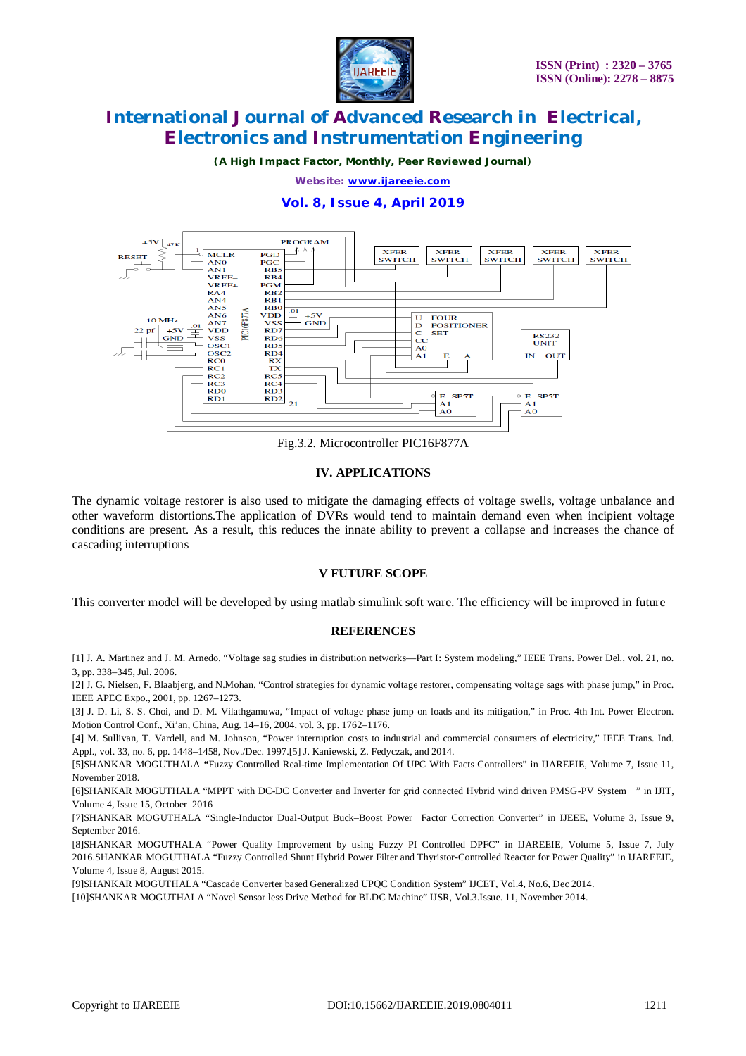Fig.3.2. Microcontroller PIC16F877A

## IV. APPLICATIONS

The dynamic voltage restorer is also used to mitigate the damaging effects of voltage swells, voltage unbalance and other waveform distortions.The application of DVRs would tend to maintain demand even when incipient voltage conditions are present. As a result, this reduces the innate ability to prevent a collapse and increases the chance of cascading interruptions

## V FUTURE SCOPE

This converter model will be developed by using matlab simulink soft ware. The efficiency will be improved in future

## REFERENCES

[1] J. A. Martinez and J. M. Arnedo, "Voltage sag studies in distribution networks—Part I: System modeling," IEEE Trans. Power Del., vol. 21, no. 3, pp. 338–345, Jul. 2006.

[2] J. G. Nielsen, F. Blaabjerg, and N.Mohan, "Control strategies for dynamic voltage restorer, compensating voltage sags with phase jump," in Proc. IEEE APEC Expo., 2001, pp. 1267–1273.

[3] J. D. Li, S. S. Choi, and D. M. Vilathgamuwa, "Impact of voltage phase jump on loads and its mitigation," in Proc. 4th Int. Power Electron. Motion Control Conf., Xi'an, China, Aug. 14–16, 2004, vol. 3, pp. 1762–1176.

[4] M. Sullivan, T. Vardell, and M. Johnson, "Power interruption costs to industrial and commercial consumers of electricity," IEEE Trans. Ind. Appl., vol. 33, no. 6, pp. 1448–1458, Nov./Dec. 1997.[5] J. Kaniewski, Z. Fedyczak, and 2014.

[5]SHANKAR MOGUTHALA **"**Fuzzy Controlled Real-time Implementation Of UPC With Facts Controllers" in IJAREEIE, Volume 7, Issue 11, November 2018.

[6]SHANKAR MOGUTHALA "MPPT with DC-DC Converter and Inverter for grid connected Hybrid wind driven PMSG-PV System " in IJIT, Volume 4, Issue 15, October 2016

[7]SHANKAR MOGUTHALA "Single-Inductor Dual-Output Buck–Boost Power Factor Correction Converter" in IJEEE, Volume 3, Issue 9, September 2016.

[8]SHANKAR MOGUTHALA "Power Quality Improvement by using Fuzzy PI Controlled DPFC" in IJAREEIE, Volume 5, Issue 7, July 2016.SHANKAR MOGUTHALA "Fuzzy Controlled Shunt Hybrid Power Filter and Thyristor-Controlled Reactor for Power Quality" in IJAREEIE, Volume 4, Issue 8, August 2015.

[9]SHANKAR MOGUTHALA "Cascade Converter based Generalized UPQC Condition System" IJCET, Vol.4, No.6, Dec 2014.

[10]SHANKAR MOGUTHALA "Novel Sensor less Drive Method for BLDC Machine" IJSR, Vol.3.Issue. 11, November 2014.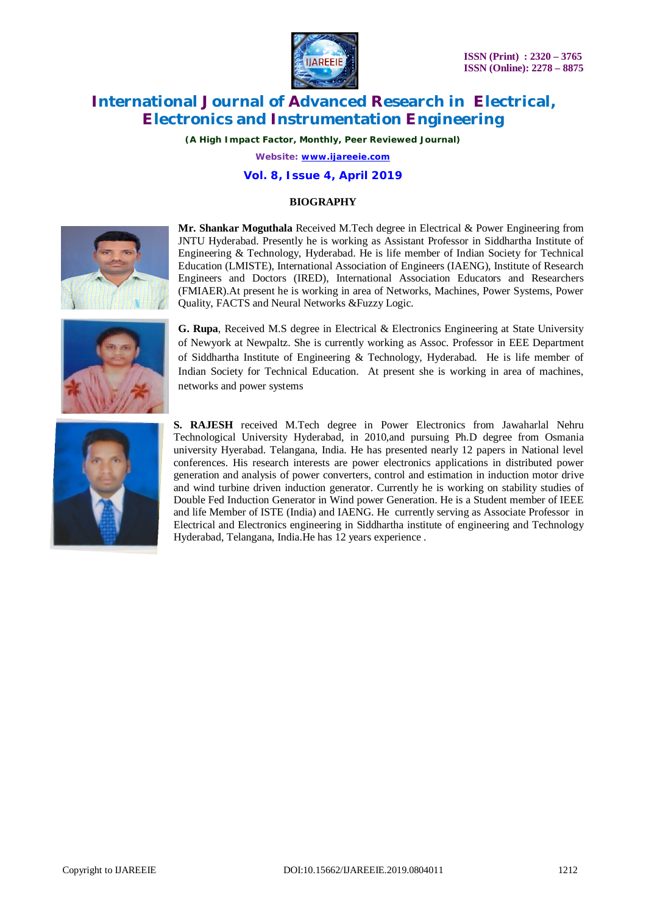**BIOGRAPHY**

**Mr. Shankar Moguthala** Received M.Tech degree in Electrical & Power Engineering from JNTU Hyderabad. Presently he is working as Assistant Professor in Siddhartha Institute of Engineering & Technology, Hyderabad. He is life member of Indian Society for Technical Education (LMISTE), International Association of Engineers (IAENG), Institute of Research Engineers and Doctors (IRED), International Association Educators and Researchers (FMIAER).At present he is working in area of Networks, Machines, Power Systems, Power Quality, FACTS and Neural Networks &Fuzzy Logic.

**G. Rupa**, Received M.S degree in Electrical & Electronics Engineering at State University of Newyork at Newpaltz. She is currently working as Assoc. Professor in EEE Department of Siddhartha Institute of Engineering & Technology, Hyderabad. He is life member of Indian Society for Technical Education. At present she is working in area of machines, networks and power systems

**S. RAJESH** received M.Tech degree in Power Electronics from Jawaharlal Nehru Technological University Hyderabad, in 2010,and pursuing Ph.D degree from Osmania university Hyerabad. Telangana, India. He has presented nearly 12 papers in National level conferences. His research interests are power electronics applications in distributed power generation and analysis of power converters, control and estimation in induction motor drive and wind turbine driven induction generator. Currently he is working on stability studies of Double Fed Induction Generator in Wind power Generation. He is a Student member of IEEE and life Member of ISTE (India) and IAENG. He currently serving as Associate Professor in Electrical and Electronics engineering in Siddhartha institute of engineering and Technology Hyderabad, Telangana, India.He has 12 years experience .